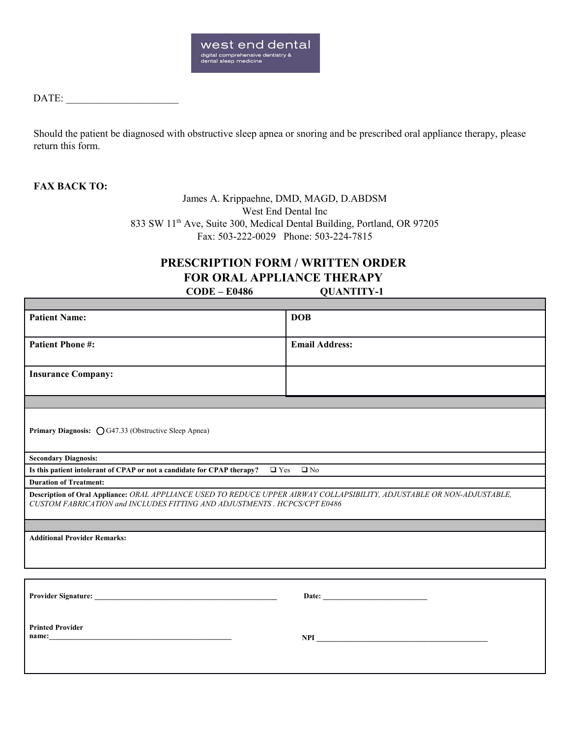west end dental
digital comprehensive dentistry & dental sleep medicine

DATE: ______________________

Should the patient be diagnosed with obstructive sleep apnea or snoring and be prescribed oral appliance therapy, please return this form.

**FAX BACK TO:**

James A. Krippaehne, DMD, MAGD, D.ABDSM
West End Dental Inc
833 SW 11th Ave, Suite 300, Medical Dental Building, Portland, OR 97205
Fax: 503-222-0029 Phone: 503-224-7815

## PRESCRIPTION FORM / WRITTEN ORDER FOR ORAL APPLIANCE THERAPY

**CODE – E0486 QUANTITY-1**

| | |
|---|---|
| **Patient Name:** | **DOB** |
| **Patient Phone #:** | **Email Address:** |
| **Insurance Company:** | |

**Primary Diagnosis:** ◯ G47.33 (Obstructive Sleep Apnea)

**Secondary Diagnosis:**

**Is this patient intolerant of CPAP or not a candidate for CPAP therapy?** ❑ Yes ❑ No

**Duration of Treatment:**

**Description of Oral Appliance:** *ORAL APPLIANCE USED TO REDUCE UPPER AIRWAY COLLAPSIBILITY, ADJUSTABLE OR NON-ADJUSTABLE, CUSTOM FABRICATION and INCLUDES FITTING AND ADJUSTMENTS . HCPCS/CPT E0486*

**Additional Provider Remarks:**

**Provider Signature:** ______________________________________________ **Date:** __________________________

**Printed Provider name:**______________________________________________ **NPI** ____________________________________________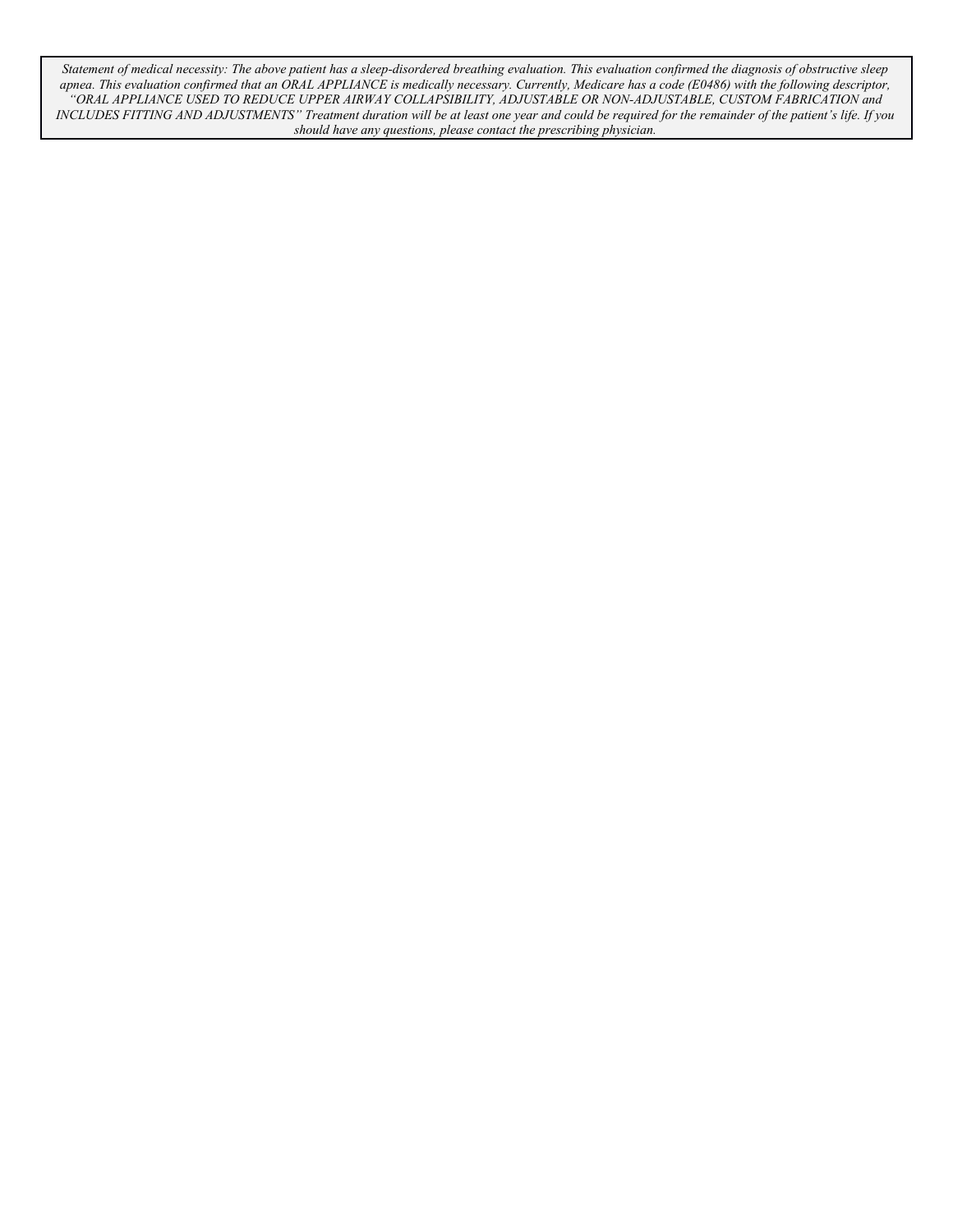*Statement of medical necessity: The above patient has a sleep-disordered breathing evaluation. This evaluation confirmed the diagnosis of obstructive sleep apnea. This evaluation confirmed that an ORAL APPLIANCE is medically necessary. Currently, Medicare has a code (E0486) with the following descriptor, "ORAL APPLIANCE USED TO REDUCE UPPER AIRWAY COLLAPSIBILITY, ADJUSTABLE OR NON-ADJUSTABLE, CUSTOM FABRICATION and INCLUDES FITTING AND ADJUSTMENTS" Treatment duration will be at least one year and could be required for the remainder of the patient's life. If you should have any questions, please contact the prescribing physician.*